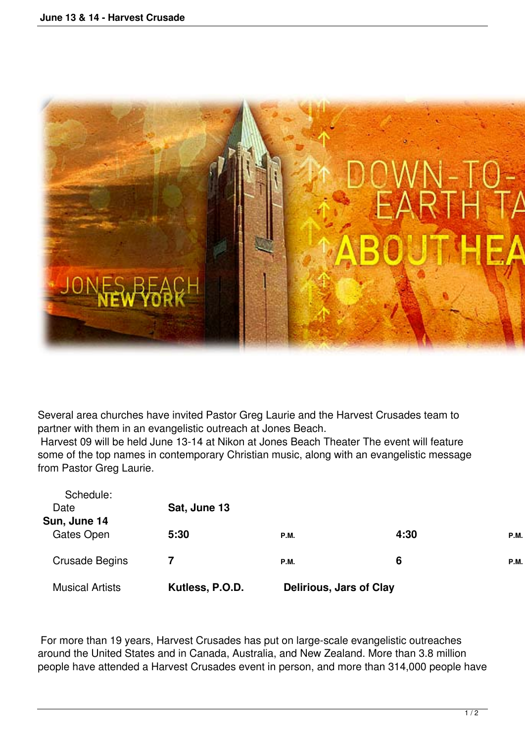Several area churches have invited Pastor Greg Laurie and the Harvest Crusades team to partner with them in an evangelistic outreach at Jones Beach.

Harvest 09 will be held June 13-14 at Nikon at Jones Beach Theater The event will feature some of the top names in contemporary Christian music, along with an evangelistic message from Pastor Greg Laurie.

Schedule:

| Date | Sat, June 13 | Sun, June 14 |
| --- | --- | --- |
| Gates Open | **5:30** P.M. | **4:30** P.M. |
| Crusade Begins | **7** P.M. | **6** P.M. |
| Musical Artists | **Kutless, P.O.D.** | **Delirious, Jars of Clay** |

For more than 19 years, Harvest Crusades has put on large-scale evangelistic outreaches around the United States and in Canada, Australia, and New Zealand. More than 3.8 million people have attended a Harvest Crusades event in person, and more than 314,000 people have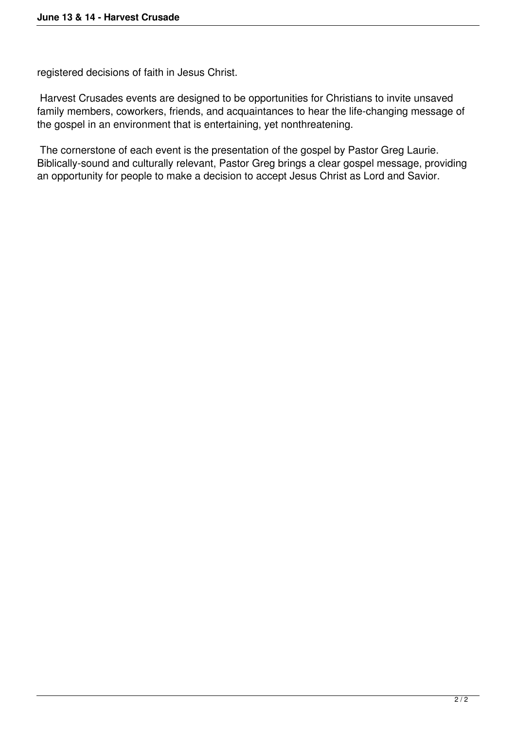registered decisions of faith in Jesus Christ.

Harvest Crusades events are designed to be opportunities for Christians to invite unsaved family members, coworkers, friends, and acquaintances to hear the life-changing message of the gospel in an environment that is entertaining, yet nonthreatening.

The cornerstone of each event is the presentation of the gospel by Pastor Greg Laurie. Biblically-sound and culturally relevant, Pastor Greg brings a clear gospel message, providing an opportunity for people to make a decision to accept Jesus Christ as Lord and Savior.